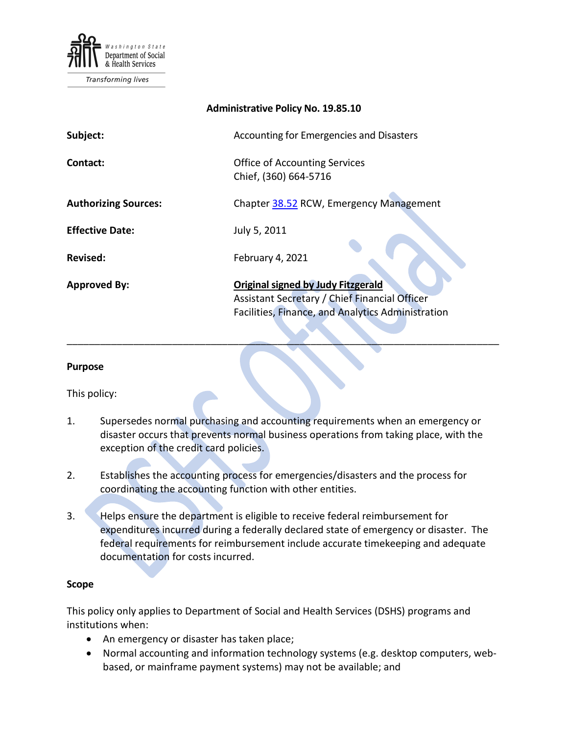**Administrative Policy No. 19.85.10**

| | |
|---|---|
| **Subject:** | Accounting for Emergencies and Disasters |
| **Contact:** | Office of Accounting Services<br>Chief, (360) 664-5716 |
| **Authorizing Sources:** | Chapter 38.52 RCW, Emergency Management |
| **Effective Date:** | July 5, 2011 |
| **Revised:** | February 4, 2021 |
| **Approved By:** | **Original signed by Judy Fitzgerald**<br>Assistant Secretary / Chief Financial Officer<br>Facilities, Finance, and Analytics Administration |

---

**Purpose**

This policy:

1. Supersedes normal purchasing and accounting requirements when an emergency or disaster occurs that prevents normal business operations from taking place, with the exception of the credit card policies.

2. Establishes the accounting process for emergencies/disasters and the process for coordinating the accounting function with other entities.

3. Helps ensure the department is eligible to receive federal reimbursement for expenditures incurred during a federally declared state of emergency or disaster. The federal requirements for reimbursement include accurate timekeeping and adequate documentation for costs incurred.

**Scope**

This policy only applies to Department of Social and Health Services (DSHS) programs and institutions when:

- An emergency or disaster has taken place;
- Normal accounting and information technology systems (e.g. desktop computers, web-based, or mainframe payment systems) may not be available; and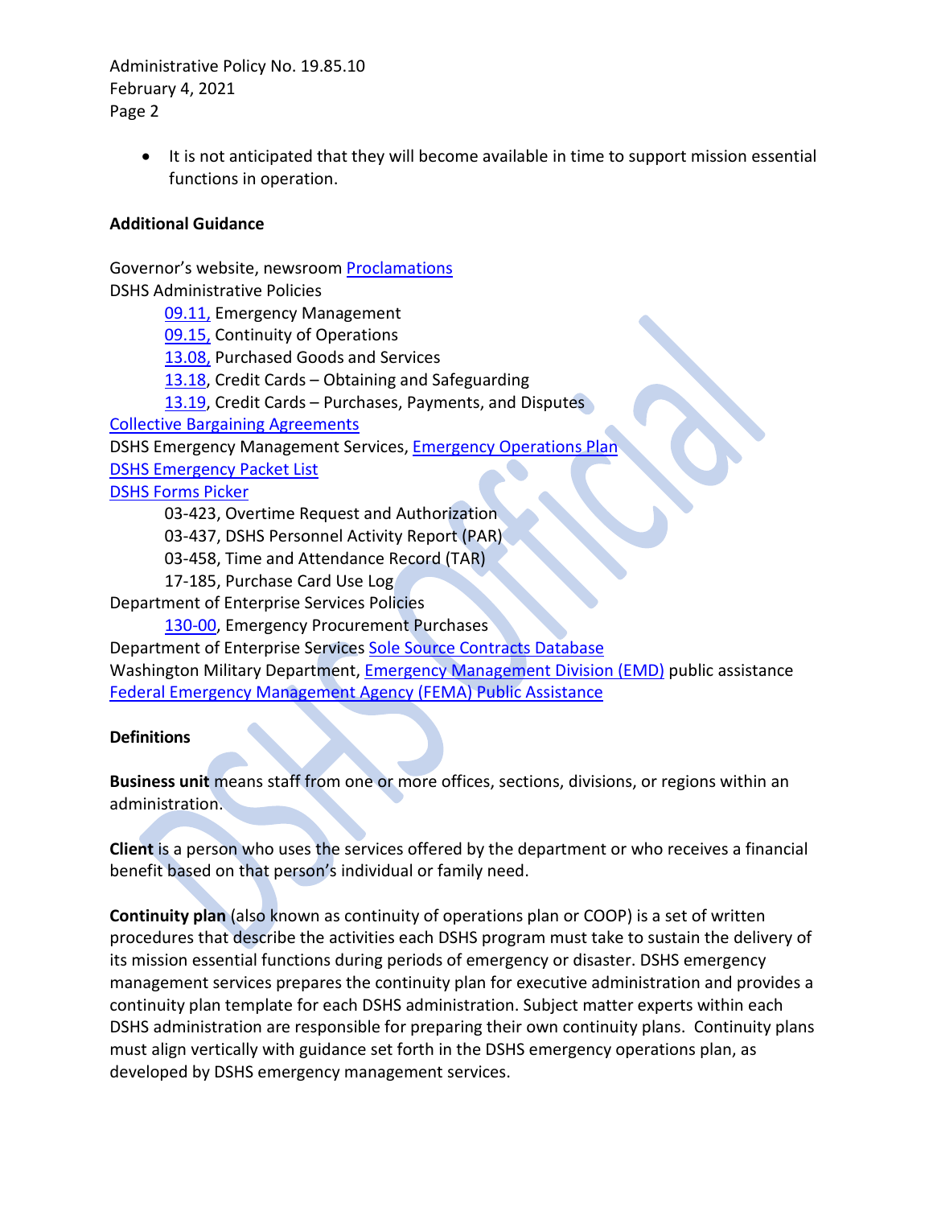- It is not anticipated that they will become available in time to support mission essential functions in operation.

**Additional Guidance**

Governor's website, newsroom Proclamations
DSHS Administrative Policies

- 09.11, Emergency Management
- 09.15, Continuity of Operations
- 13.08, Purchased Goods and Services
- 13.18, Credit Cards – Obtaining and Safeguarding
- 13.19, Credit Cards – Purchases, Payments, and Disputes

Collective Bargaining Agreements
DSHS Emergency Management Services, Emergency Operations Plan
DSHS Emergency Packet List
DSHS Forms Picker

- 03-423, Overtime Request and Authorization
- 03-437, DSHS Personnel Activity Report (PAR)
- 03-458, Time and Attendance Record (TAR)
- 17-185, Purchase Card Use Log

Department of Enterprise Services Policies

- 130-00, Emergency Procurement Purchases

Department of Enterprise Services Sole Source Contracts Database
Washington Military Department, Emergency Management Division (EMD) public assistance
Federal Emergency Management Agency (FEMA) Public Assistance

**Definitions**

**Business unit** means staff from one or more offices, sections, divisions, or regions within an administration.

**Client** is a person who uses the services offered by the department or who receives a financial benefit based on that person's individual or family need.

**Continuity plan** (also known as continuity of operations plan or COOP) is a set of written procedures that describe the activities each DSHS program must take to sustain the delivery of its mission essential functions during periods of emergency or disaster. DSHS emergency management services prepares the continuity plan for executive administration and provides a continuity plan template for each DSHS administration. Subject matter experts within each DSHS administration are responsible for preparing their own continuity plans. Continuity plans must align vertically with guidance set forth in the DSHS emergency operations plan, as developed by DSHS emergency management services.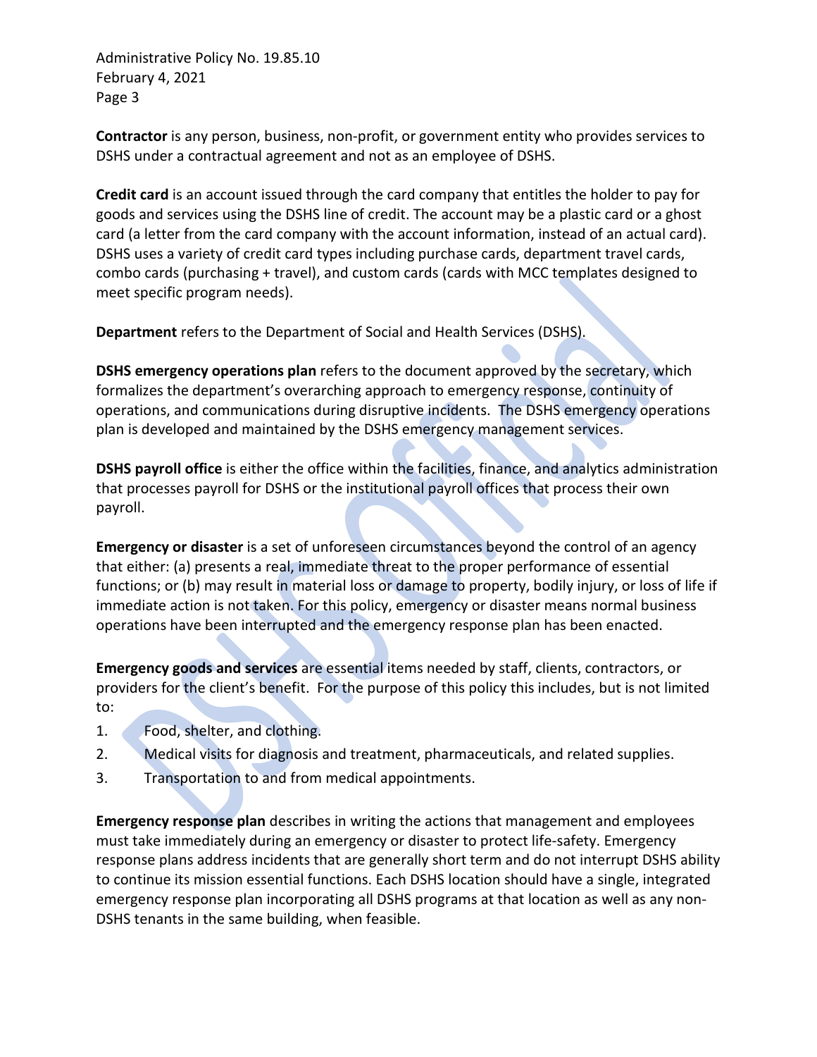**Contractor** is any person, business, non-profit, or government entity who provides services to DSHS under a contractual agreement and not as an employee of DSHS.

**Credit card** is an account issued through the card company that entitles the holder to pay for goods and services using the DSHS line of credit. The account may be a plastic card or a ghost card (a letter from the card company with the account information, instead of an actual card). DSHS uses a variety of credit card types including purchase cards, department travel cards, combo cards (purchasing + travel), and custom cards (cards with MCC templates designed to meet specific program needs).

**Department** refers to the Department of Social and Health Services (DSHS).

**DSHS emergency operations plan** refers to the document approved by the secretary, which formalizes the department's overarching approach to emergency response, continuity of operations, and communications during disruptive incidents. The DSHS emergency operations plan is developed and maintained by the DSHS emergency management services.

**DSHS payroll office** is either the office within the facilities, finance, and analytics administration that processes payroll for DSHS or the institutional payroll offices that process their own payroll.

**Emergency or disaster** is a set of unforeseen circumstances beyond the control of an agency that either: (a) presents a real, immediate threat to the proper performance of essential functions; or (b) may result in material loss or damage to property, bodily injury, or loss of life if immediate action is not taken. For this policy, emergency or disaster means normal business operations have been interrupted and the emergency response plan has been enacted.

**Emergency goods and services** are essential items needed by staff, clients, contractors, or providers for the client's benefit. For the purpose of this policy this includes, but is not limited to:

1. Food, shelter, and clothing.
2. Medical visits for diagnosis and treatment, pharmaceuticals, and related supplies.
3. Transportation to and from medical appointments.

**Emergency response plan** describes in writing the actions that management and employees must take immediately during an emergency or disaster to protect life-safety. Emergency response plans address incidents that are generally short term and do not interrupt DSHS ability to continue its mission essential functions. Each DSHS location should have a single, integrated emergency response plan incorporating all DSHS programs at that location as well as any non-DSHS tenants in the same building, when feasible.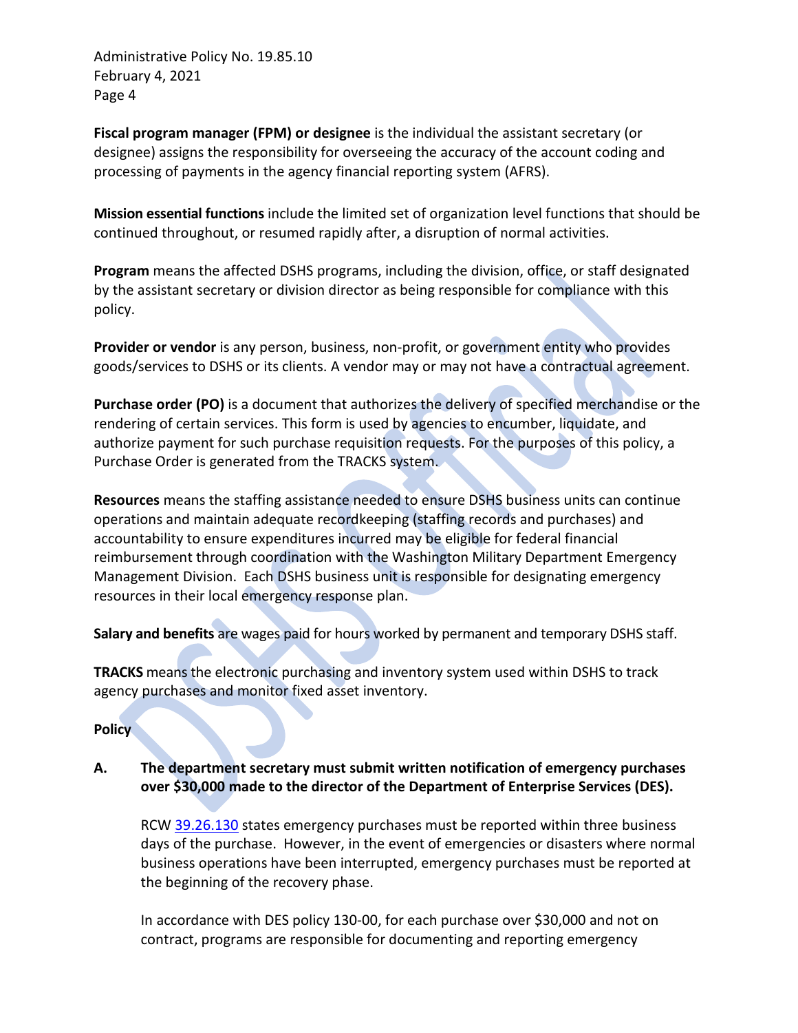**Fiscal program manager (FPM) or designee** is the individual the assistant secretary (or designee) assigns the responsibility for overseeing the accuracy of the account coding and processing of payments in the agency financial reporting system (AFRS).

**Mission essential functions** include the limited set of organization level functions that should be continued throughout, or resumed rapidly after, a disruption of normal activities.

**Program** means the affected DSHS programs, including the division, office, or staff designated by the assistant secretary or division director as being responsible for compliance with this policy.

**Provider or vendor** is any person, business, non-profit, or government entity who provides goods/services to DSHS or its clients. A vendor may or may not have a contractual agreement.

**Purchase order (PO)** is a document that authorizes the delivery of specified merchandise or the rendering of certain services. This form is used by agencies to encumber, liquidate, and authorize payment for such purchase requisition requests. For the purposes of this policy, a Purchase Order is generated from the TRACKS system.

**Resources** means the staffing assistance needed to ensure DSHS business units can continue operations and maintain adequate recordkeeping (staffing records and purchases) and accountability to ensure expenditures incurred may be eligible for federal financial reimbursement through coordination with the Washington Military Department Emergency Management Division. Each DSHS business unit is responsible for designating emergency resources in their local emergency response plan.

**Salary and benefits** are wages paid for hours worked by permanent and temporary DSHS staff.

**TRACKS** means the electronic purchasing and inventory system used within DSHS to track agency purchases and monitor fixed asset inventory.

## Policy

**A. The department secretary must submit written notification of emergency purchases over $30,000 made to the director of the Department of Enterprise Services (DES).**

RCW 39.26.130 states emergency purchases must be reported within three business days of the purchase. However, in the event of emergencies or disasters where normal business operations have been interrupted, emergency purchases must be reported at the beginning of the recovery phase.

In accordance with DES policy 130-00, for each purchase over $30,000 and not on contract, programs are responsible for documenting and reporting emergency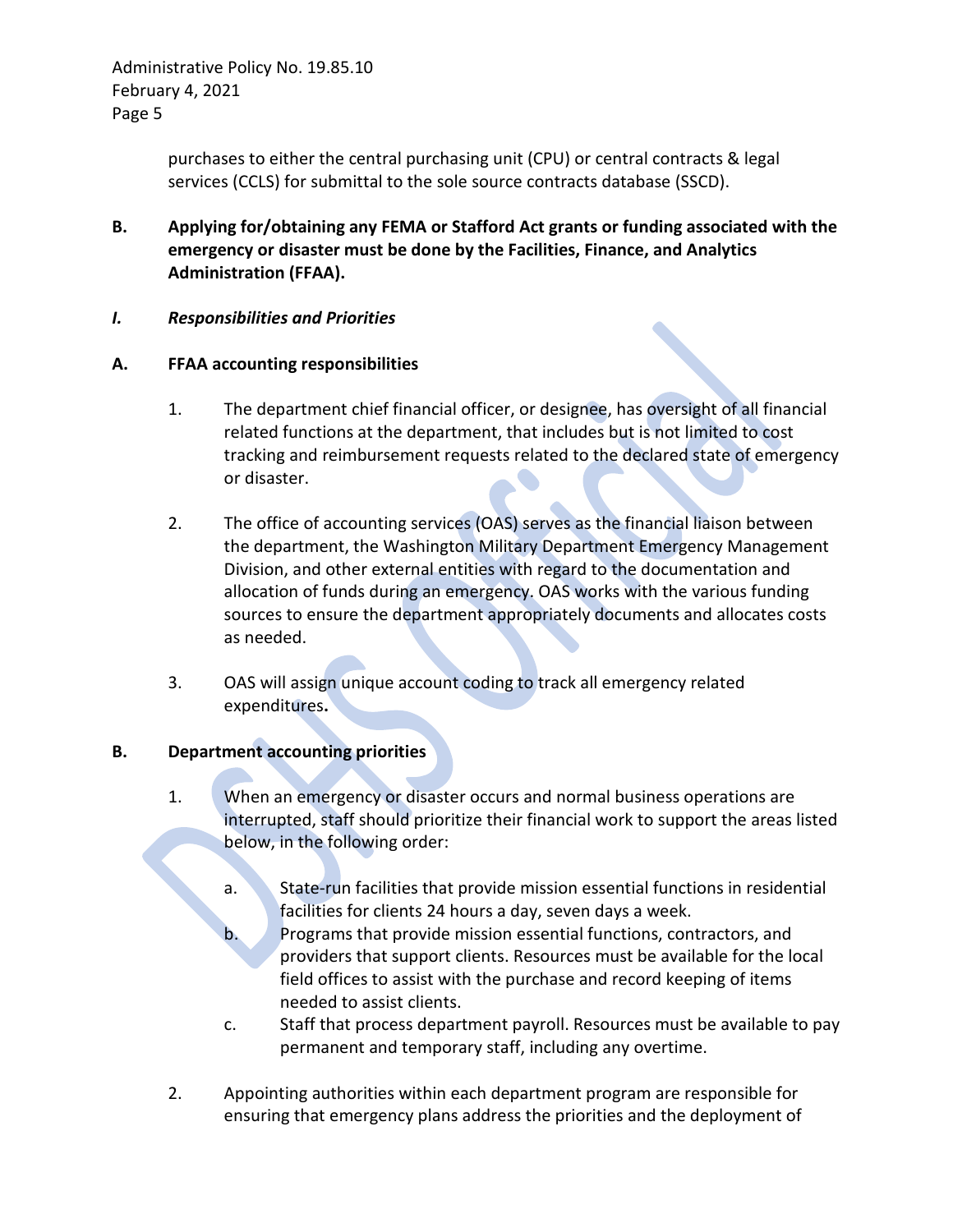purchases to either the central purchasing unit (CPU) or central contracts & legal services (CCLS) for submittal to the sole source contracts database (SSCD).

**B. Applying for/obtaining any FEMA or Stafford Act grants or funding associated with the emergency or disaster must be done by the Facilities, Finance, and Analytics Administration (FFAA).**

## *I. Responsibilities and Priorities*

### A. FFAA accounting responsibilities

1. The department chief financial officer, or designee, has oversight of all financial related functions at the department, that includes but is not limited to cost tracking and reimbursement requests related to the declared state of emergency or disaster.

2. The office of accounting services (OAS) serves as the financial liaison between the department, the Washington Military Department Emergency Management Division, and other external entities with regard to the documentation and allocation of funds during an emergency. OAS works with the various funding sources to ensure the department appropriately documents and allocates costs as needed.

3. OAS will assign unique account coding to track all emergency related expenditures**.**

### B. Department accounting priorities

1. When an emergency or disaster occurs and normal business operations are interrupted, staff should prioritize their financial work to support the areas listed below, in the following order:

   a. State-run facilities that provide mission essential functions in residential facilities for clients 24 hours a day, seven days a week.

   b. Programs that provide mission essential functions, contractors, and providers that support clients. Resources must be available for the local field offices to assist with the purchase and record keeping of items needed to assist clients.

   c. Staff that process department payroll. Resources must be available to pay permanent and temporary staff, including any overtime.

2. Appointing authorities within each department program are responsible for ensuring that emergency plans address the priorities and the deployment of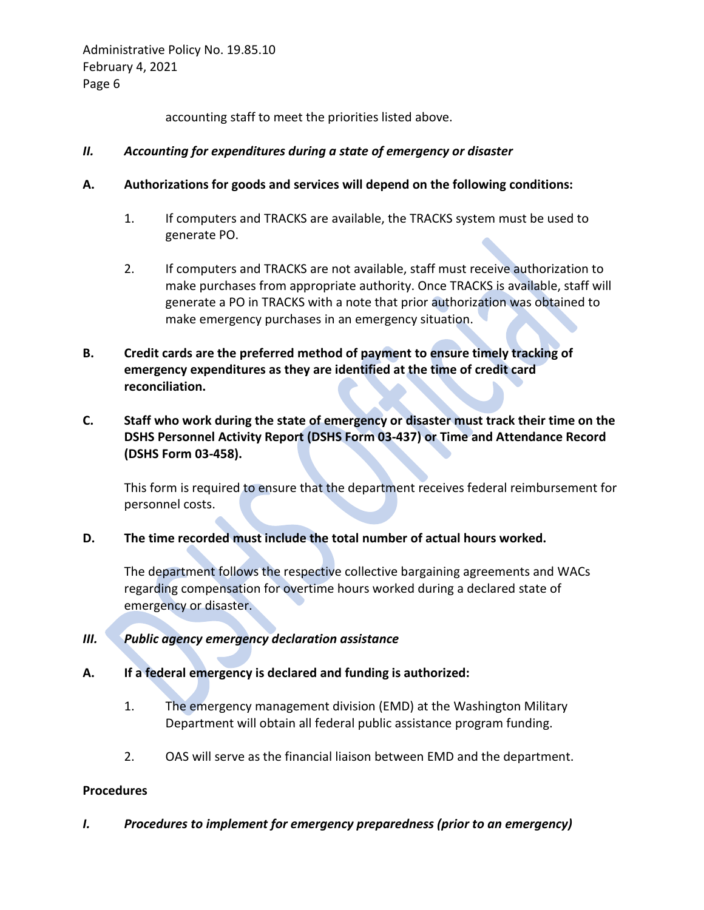accounting staff to meet the priorities listed above.

### *II. Accounting for expenditures during a state of emergency or disaster*

**A. Authorizations for goods and services will depend on the following conditions:**

1. If computers and TRACKS are available, the TRACKS system must be used to generate PO.

2. If computers and TRACKS are not available, staff must receive authorization to make purchases from appropriate authority. Once TRACKS is available, staff will generate a PO in TRACKS with a note that prior authorization was obtained to make emergency purchases in an emergency situation.

**B. Credit cards are the preferred method of payment to ensure timely tracking of emergency expenditures as they are identified at the time of credit card reconciliation.**

**C. Staff who work during the state of emergency or disaster must track their time on the DSHS Personnel Activity Report (DSHS Form 03-437) or Time and Attendance Record (DSHS Form 03-458).**

This form is required to ensure that the department receives federal reimbursement for personnel costs.

**D. The time recorded must include the total number of actual hours worked.**

The department follows the respective collective bargaining agreements and WACs regarding compensation for overtime hours worked during a declared state of emergency or disaster.

### *III. Public agency emergency declaration assistance*

**A. If a federal emergency is declared and funding is authorized:**

1. The emergency management division (EMD) at the Washington Military Department will obtain all federal public assistance program funding.

2. OAS will serve as the financial liaison between EMD and the department.

## Procedures

### *I. Procedures to implement for emergency preparedness (prior to an emergency)*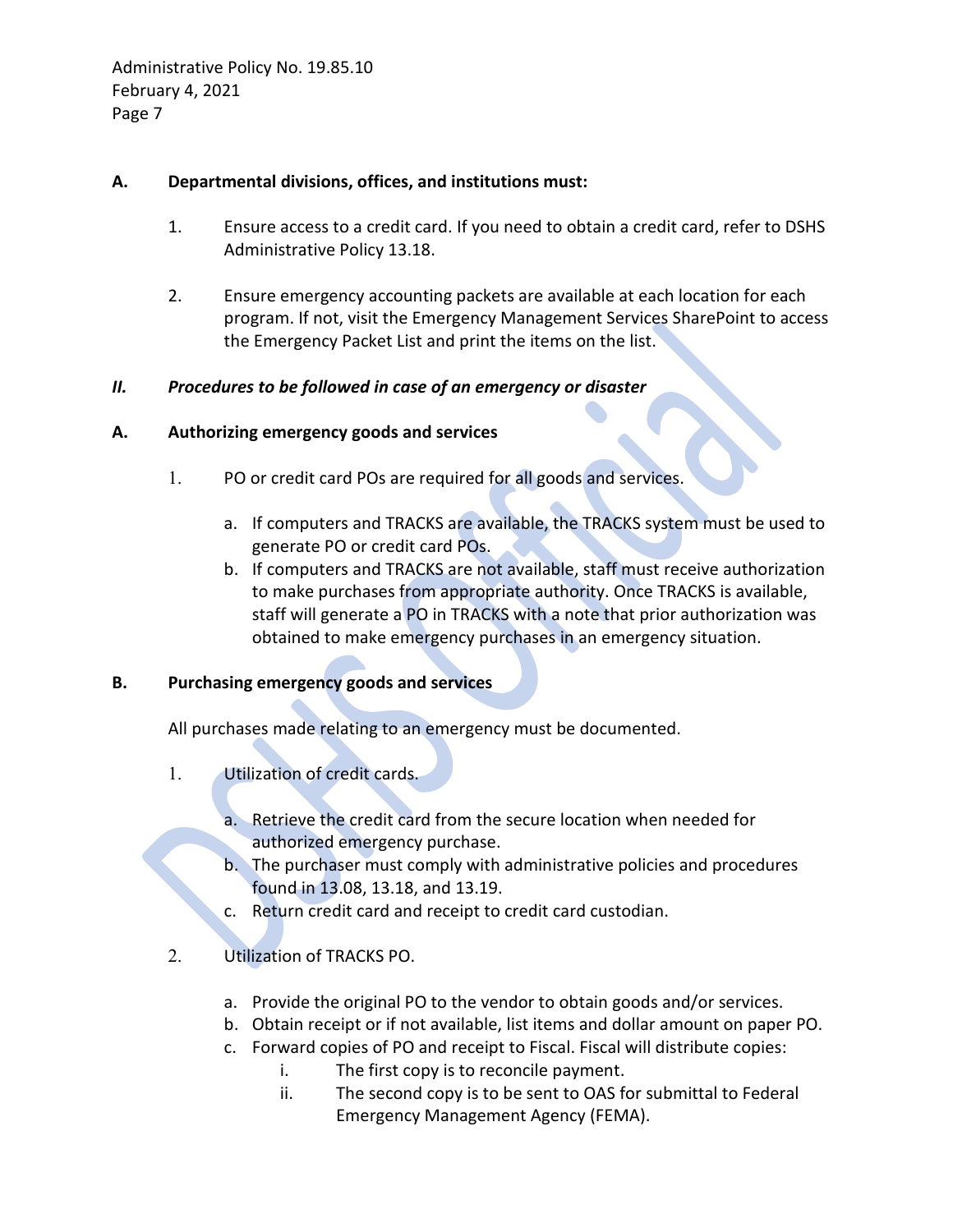**A. Departmental divisions, offices, and institutions must:**

1. Ensure access to a credit card. If you need to obtain a credit card, refer to DSHS Administrative Policy 13.18.

2. Ensure emergency accounting packets are available at each location for each program. If not, visit the Emergency Management Services SharePoint to access the Emergency Packet List and print the items on the list.

***II. Procedures to be followed in case of an emergency or disaster***

**A. Authorizing emergency goods and services**

1. PO or credit card POs are required for all goods and services.

   a. If computers and TRACKS are available, the TRACKS system must be used to generate PO or credit card POs.
   b. If computers and TRACKS are not available, staff must receive authorization to make purchases from appropriate authority. Once TRACKS is available, staff will generate a PO in TRACKS with a note that prior authorization was obtained to make emergency purchases in an emergency situation.

**B. Purchasing emergency goods and services**

All purchases made relating to an emergency must be documented.

1. Utilization of credit cards.

   a. Retrieve the credit card from the secure location when needed for authorized emergency purchase.
   b. The purchaser must comply with administrative policies and procedures found in 13.08, 13.18, and 13.19.
   c. Return credit card and receipt to credit card custodian.

2. Utilization of TRACKS PO.

   a. Provide the original PO to the vendor to obtain goods and/or services.
   b. Obtain receipt or if not available, list items and dollar amount on paper PO.
   c. Forward copies of PO and receipt to Fiscal. Fiscal will distribute copies:
      i. The first copy is to reconcile payment.
      ii. The second copy is to be sent to OAS for submittal to Federal Emergency Management Agency (FEMA).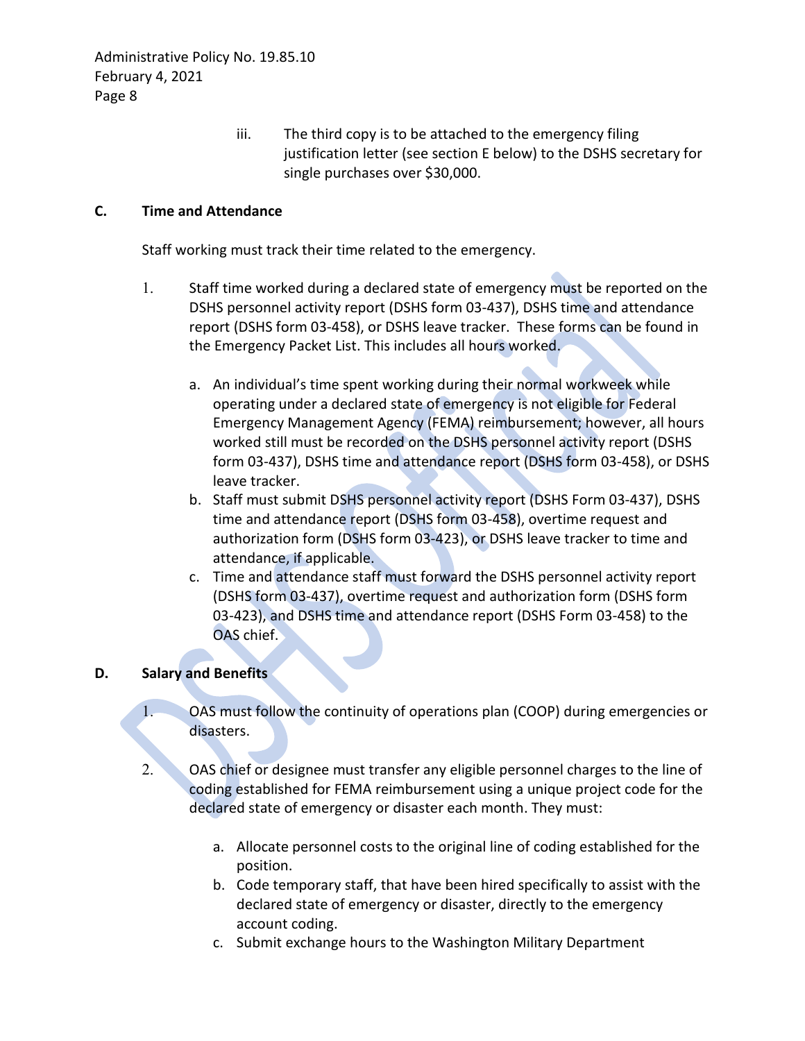iii. The third copy is to be attached to the emergency filing justification letter (see section E below) to the DSHS secretary for single purchases over $30,000.

**C. Time and Attendance**

Staff working must track their time related to the emergency.

1. Staff time worked during a declared state of emergency must be reported on the DSHS personnel activity report (DSHS form 03-437), DSHS time and attendance report (DSHS form 03-458), or DSHS leave tracker. These forms can be found in the Emergency Packet List. This includes all hours worked.

   a. An individual's time spent working during their normal workweek while operating under a declared state of emergency is not eligible for Federal Emergency Management Agency (FEMA) reimbursement; however, all hours worked still must be recorded on the DSHS personnel activity report (DSHS form 03-437), DSHS time and attendance report (DSHS form 03-458), or DSHS leave tracker.
   b. Staff must submit DSHS personnel activity report (DSHS Form 03-437), DSHS time and attendance report (DSHS form 03-458), overtime request and authorization form (DSHS form 03-423), or DSHS leave tracker to time and attendance, if applicable.
   c. Time and attendance staff must forward the DSHS personnel activity report (DSHS form 03-437), overtime request and authorization form (DSHS form 03-423), and DSHS time and attendance report (DSHS Form 03-458) to the OAS chief.

**D. Salary and Benefits**

1. OAS must follow the continuity of operations plan (COOP) during emergencies or disasters.

2. OAS chief or designee must transfer any eligible personnel charges to the line of coding established for FEMA reimbursement using a unique project code for the declared state of emergency or disaster each month. They must:

   a. Allocate personnel costs to the original line of coding established for the position.
   b. Code temporary staff, that have been hired specifically to assist with the declared state of emergency or disaster, directly to the emergency account coding.
   c. Submit exchange hours to the Washington Military Department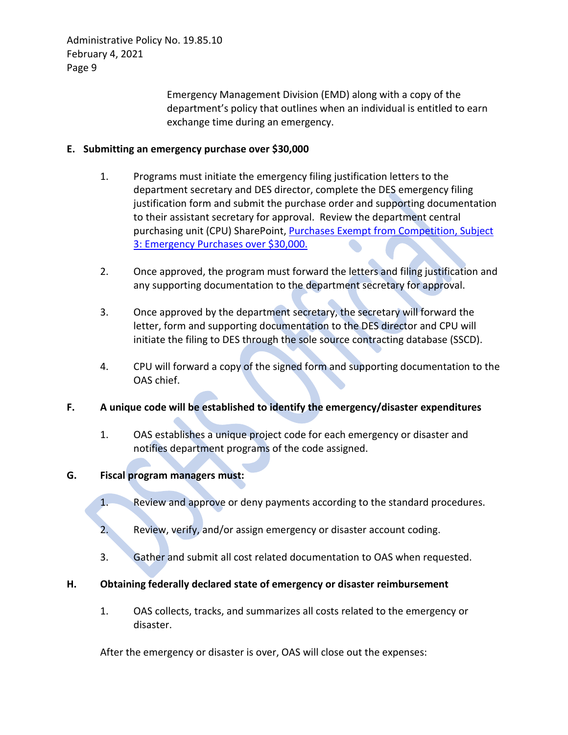Emergency Management Division (EMD) along with a copy of the department's policy that outlines when an individual is entitled to earn exchange time during an emergency.

**E. Submitting an emergency purchase over $30,000**

1. Programs must initiate the emergency filing justification letters to the department secretary and DES director, complete the DES emergency filing justification form and submit the purchase order and supporting documentation to their assistant secretary for approval. Review the department central purchasing unit (CPU) SharePoint, [Purchases Exempt from Competition, Subject 3: Emergency Purchases over $30,000.]()

2. Once approved, the program must forward the letters and filing justification and any supporting documentation to the department secretary for approval.

3. Once approved by the department secretary, the secretary will forward the letter, form and supporting documentation to the DES director and CPU will initiate the filing to DES through the sole source contracting database (SSCD).

4. CPU will forward a copy of the signed form and supporting documentation to the OAS chief.

**F. A unique code will be established to identify the emergency/disaster expenditures**

1. OAS establishes a unique project code for each emergency or disaster and notifies department programs of the code assigned.

**G. Fiscal program managers must:**

1. Review and approve or deny payments according to the standard procedures.

2. Review, verify, and/or assign emergency or disaster account coding.

3. Gather and submit all cost related documentation to OAS when requested.

**H. Obtaining federally declared state of emergency or disaster reimbursement**

1. OAS collects, tracks, and summarizes all costs related to the emergency or disaster.

After the emergency or disaster is over, OAS will close out the expenses: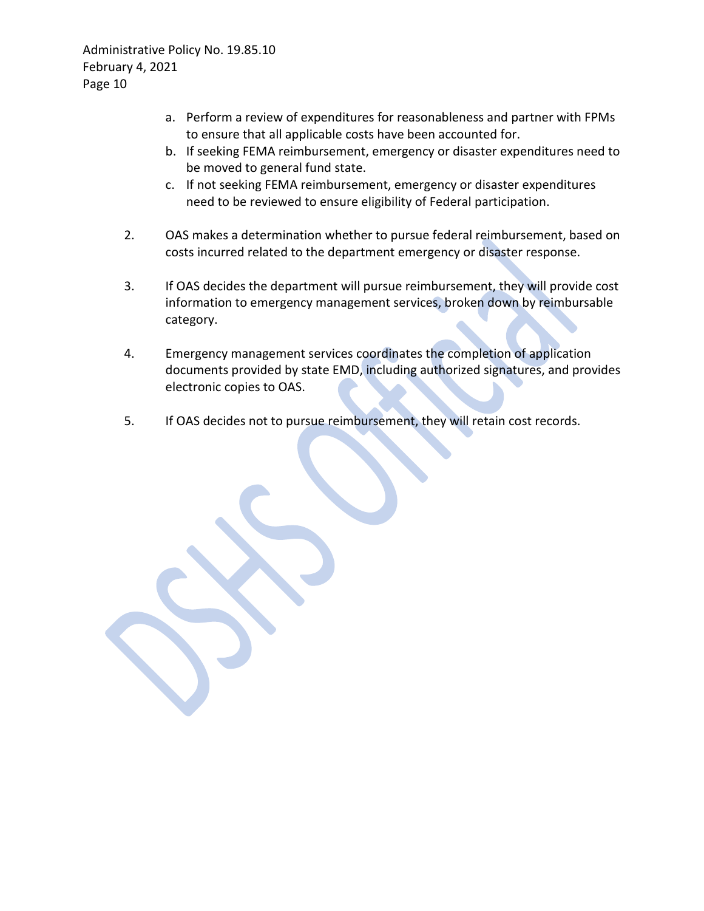a. Perform a review of expenditures for reasonableness and partner with FPMs to ensure that all applicable costs have been accounted for.
b. If seeking FEMA reimbursement, emergency or disaster expenditures need to be moved to general fund state.
c. If not seeking FEMA reimbursement, emergency or disaster expenditures need to be reviewed to ensure eligibility of Federal participation.

2. OAS makes a determination whether to pursue federal reimbursement, based on costs incurred related to the department emergency or disaster response.

3. If OAS decides the department will pursue reimbursement, they will provide cost information to emergency management services, broken down by reimbursable category.

4. Emergency management services coordinates the completion of application documents provided by state EMD, including authorized signatures, and provides electronic copies to OAS.

5. If OAS decides not to pursue reimbursement, they will retain cost records.